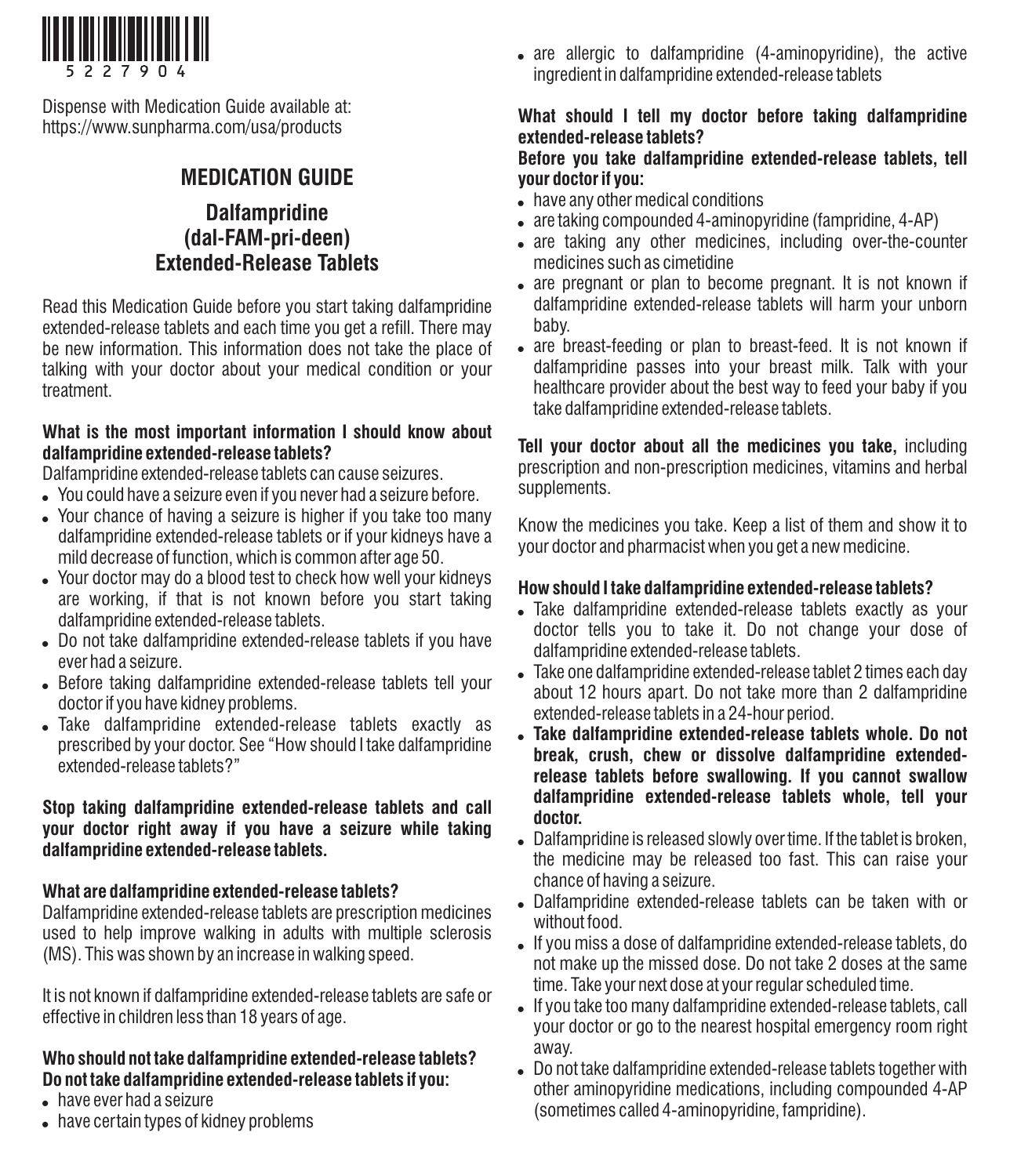5227904

Dispense with Medication Guide available at: https://www.sunpharma.com/usa/products

# MEDICATION GUIDE

## Dalfampridine (dal-FAM-pri-deen) Extended-Release Tablets

Read this Medication Guide before you start taking dalfampridine extended-release tablets and each time you get a refill. There may be new information. This information does not take the place of talking with your doctor about your medical condition or your treatment.

**What is the most important information I should know about dalfampridine extended-release tablets?**

Dalfampridine extended-release tablets can cause seizures.

- You could have a seizure even if you never had a seizure before.
- Your chance of having a seizure is higher if you take too many dalfampridine extended-release tablets or if your kidneys have a mild decrease of function, which is common after age 50.
- Your doctor may do a blood test to check how well your kidneys are working, if that is not known before you start taking dalfampridine extended-release tablets.
- Do not take dalfampridine extended-release tablets if you have ever had a seizure.
- Before taking dalfampridine extended-release tablets tell your doctor if you have kidney problems.
- Take dalfampridine extended-release tablets exactly as prescribed by your doctor. See "How should I take dalfampridine extended-release tablets?"

**Stop taking dalfampridine extended-release tablets and call your doctor right away if you have a seizure while taking dalfampridine extended-release tablets.**

**What are dalfampridine extended-release tablets?**

Dalfampridine extended-release tablets are prescription medicines used to help improve walking in adults with multiple sclerosis (MS). This was shown by an increase in walking speed.

It is not known if dalfampridine extended-release tablets are safe or effective in children less than 18 years of age.

**Who should not take dalfampridine extended-release tablets?**
**Do not take dalfampridine extended-release tablets if you:**

- have ever had a seizure
- have certain types of kidney problems
- are allergic to dalfampridine (4-aminopyridine), the active ingredient in dalfampridine extended-release tablets

**What should I tell my doctor before taking dalfampridine extended-release tablets?**
**Before you take dalfampridine extended-release tablets, tell your doctor if you:**

- have any other medical conditions
- are taking compounded 4-aminopyridine (fampridine, 4-AP)
- are taking any other medicines, including over-the-counter medicines such as cimetidine
- are pregnant or plan to become pregnant. It is not known if dalfampridine extended-release tablets will harm your unborn baby.
- are breast-feeding or plan to breast-feed. It is not known if dalfampridine passes into your breast milk. Talk with your healthcare provider about the best way to feed your baby if you take dalfampridine extended-release tablets.

**Tell your doctor about all the medicines you take,** including prescription and non-prescription medicines, vitamins and herbal supplements.

Know the medicines you take. Keep a list of them and show it to your doctor and pharmacist when you get a new medicine.

**How should I take dalfampridine extended-release tablets?**

- Take dalfampridine extended-release tablets exactly as your doctor tells you to take it. Do not change your dose of dalfampridine extended-release tablets.
- Take one dalfampridine extended-release tablet 2 times each day about 12 hours apart. Do not take more than 2 dalfampridine extended-release tablets in a 24-hour period.
- **Take dalfampridine extended-release tablets whole. Do not break, crush, chew or dissolve dalfampridine extended-release tablets before swallowing. If you cannot swallow dalfampridine extended-release tablets whole, tell your doctor.**
- Dalfampridine is released slowly over time. If the tablet is broken, the medicine may be released too fast. This can raise your chance of having a seizure.
- Dalfampridine extended-release tablets can be taken with or without food.
- If you miss a dose of dalfampridine extended-release tablets, do not make up the missed dose. Do not take 2 doses at the same time. Take your next dose at your regular scheduled time.
- If you take too many dalfampridine extended-release tablets, call your doctor or go to the nearest hospital emergency room right away.
- Do not take dalfampridine extended-release tablets together with other aminopyridine medications, including compounded 4-AP (sometimes called 4-aminopyridine, fampridine).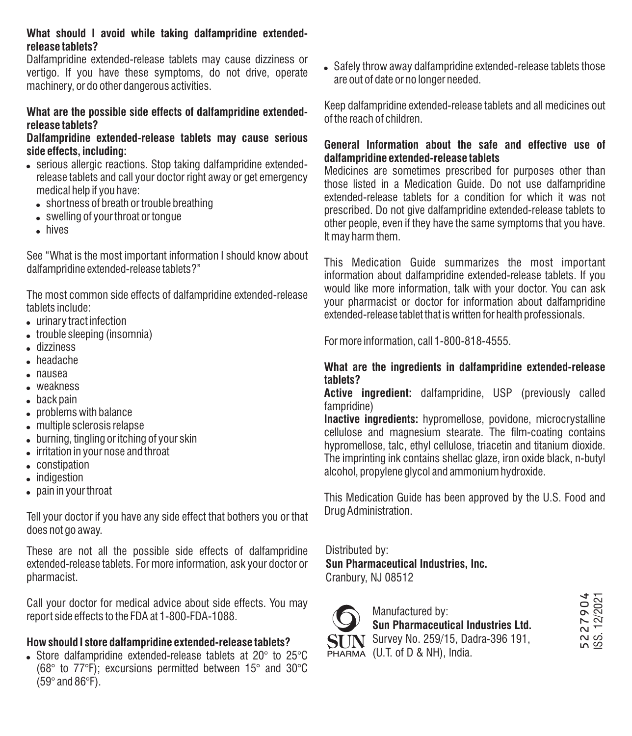### What should I avoid while taking dalfampridine extended-release tablets?

Dalfampridine extended-release tablets may cause dizziness or vertigo. If you have these symptoms, do not drive, operate machinery, or do other dangerous activities.

### What are the possible side effects of dalfampridine extended-release tablets?

**Dalfampridine extended-release tablets may cause serious side effects, including:**

- serious allergic reactions. Stop taking dalfampridine extended-release tablets and call your doctor right away or get emergency medical help if you have:
  - shortness of breath or trouble breathing
  - swelling of your throat or tongue
  - hives

See "What is the most important information I should know about dalfampridine extended-release tablets?"

The most common side effects of dalfampridine extended-release tablets include:

- urinary tract infection
- trouble sleeping (insomnia)
- dizziness
- headache
- nausea
- weakness
- back pain
- problems with balance
- multiple sclerosis relapse
- burning, tingling or itching of your skin
- irritation in your nose and throat
- constipation
- indigestion
- pain in your throat

Tell your doctor if you have any side effect that bothers you or that does not go away.

These are not all the possible side effects of dalfampridine extended-release tablets. For more information, ask your doctor or pharmacist.

Call your doctor for medical advice about side effects. You may report side effects to the FDA at 1-800-FDA-1088.

### How should I store dalfampridine extended-release tablets?

- Store dalfampridine extended-release tablets at 20° to 25°C (68° to 77°F); excursions permitted between 15° and 30°C (59° and 86°F).
- Safely throw away dalfampridine extended-release tablets those are out of date or no longer needed.

Keep dalfampridine extended-release tablets and all medicines out of the reach of children.

### General Information about the safe and effective use of dalfampridine extended-release tablets

Medicines are sometimes prescribed for purposes other than those listed in a Medication Guide. Do not use dalfampridine extended-release tablets for a condition for which it was not prescribed. Do not give dalfampridine extended-release tablets to other people, even if they have the same symptoms that you have. It may harm them.

This Medication Guide summarizes the most important information about dalfampridine extended-release tablets. If you would like more information, talk with your doctor. You can ask your pharmacist or doctor for information about dalfampridine extended-release tablet that is written for health professionals.

For more information, call 1-800-818-4555.

### What are the ingredients in dalfampridine extended-release tablets?

**Active ingredient:** dalfampridine, USP (previously called fampridine)

**Inactive ingredients:** hypromellose, povidone, microcrystalline cellulose and magnesium stearate. The film-coating contains hypromellose, talc, ethyl cellulose, triacetin and titanium dioxide. The imprinting ink contains shellac glaze, iron oxide black, n-butyl alcohol, propylene glycol and ammonium hydroxide.

This Medication Guide has been approved by the U.S. Food and Drug Administration.

Distributed by:
**Sun Pharmaceutical Industries, Inc.**
Cranbury, NJ 08512

Manufactured by:
**Sun Pharmaceutical Industries Ltd.**
Survey No. 259/15, Dadra-396 191,
(U.T. of D & NH), India.

5227904
ISS. 12/2021